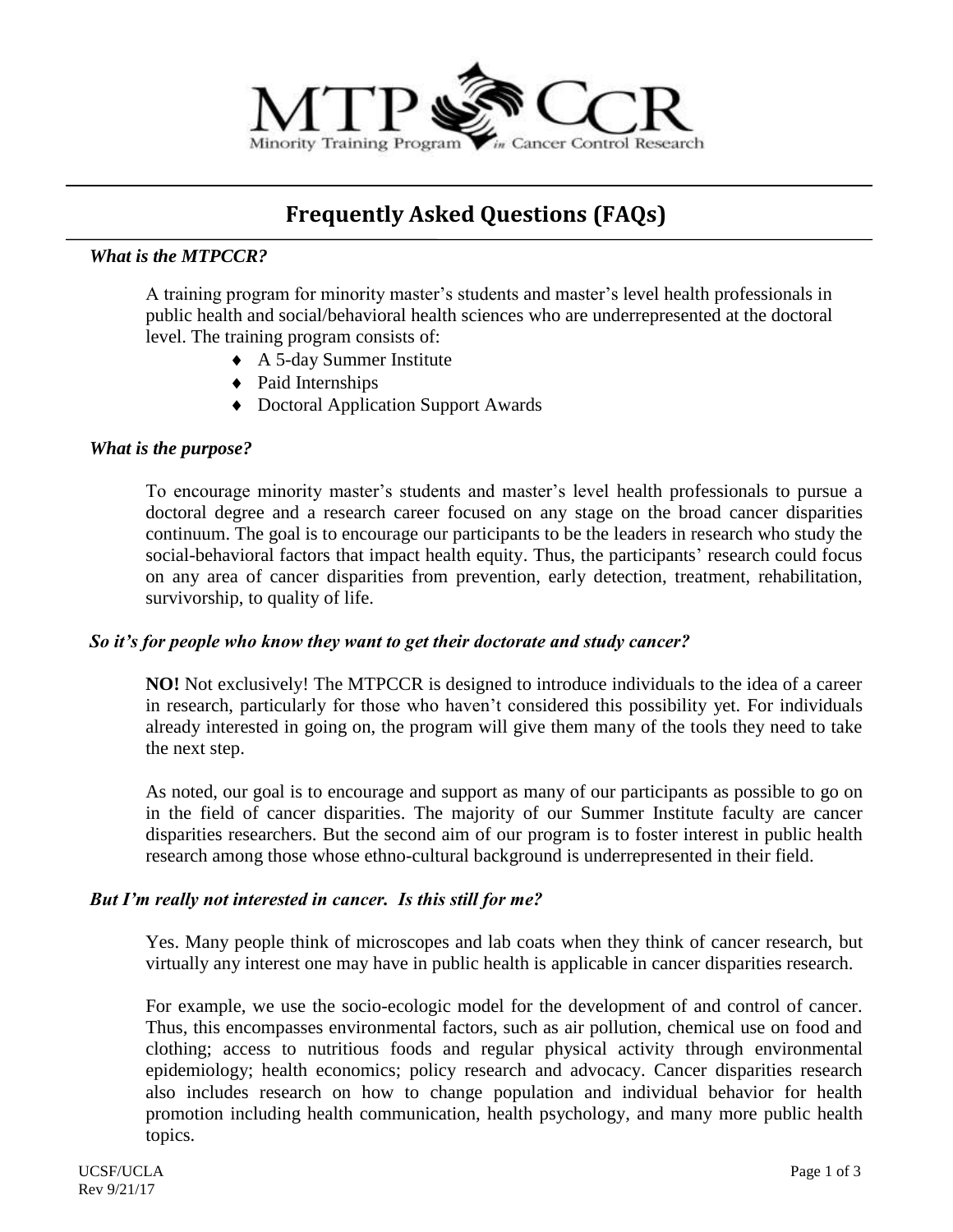MTP CCR — Minority Training Program *in* Cancer Control Research

# Frequently Asked Questions (FAQs)

***What is the MTPCCR?***

A training program for minority master's students and master's level health professionals in public health and social/behavioral health sciences who are underrepresented at the doctoral level. The training program consists of:

- A 5-day Summer Institute
- Paid Internships
- Doctoral Application Support Awards

***What is the purpose?***

To encourage minority master's students and master's level health professionals to pursue a doctoral degree and a research career focused on any stage on the broad cancer disparities continuum. The goal is to encourage our participants to be the leaders in research who study the social-behavioral factors that impact health equity. Thus, the participants' research could focus on any area of cancer disparities from prevention, early detection, treatment, rehabilitation, survivorship, to quality of life.

***So it's for people who know they want to get their doctorate and study cancer?***

**NO!** Not exclusively! The MTPCCR is designed to introduce individuals to the idea of a career in research, particularly for those who haven't considered this possibility yet. For individuals already interested in going on, the program will give them many of the tools they need to take the next step.

As noted, our goal is to encourage and support as many of our participants as possible to go on in the field of cancer disparities. The majority of our Summer Institute faculty are cancer disparities researchers. But the second aim of our program is to foster interest in public health research among those whose ethno-cultural background is underrepresented in their field.

***But I'm really not interested in cancer. Is this still for me?***

Yes. Many people think of microscopes and lab coats when they think of cancer research, but virtually any interest one may have in public health is applicable in cancer disparities research.

For example, we use the socio-ecologic model for the development of and control of cancer. Thus, this encompasses environmental factors, such as air pollution, chemical use on food and clothing; access to nutritious foods and regular physical activity through environmental epidemiology; health economics; policy research and advocacy. Cancer disparities research also includes research on how to change population and individual behavior for health promotion including health communication, health psychology, and many more public health topics.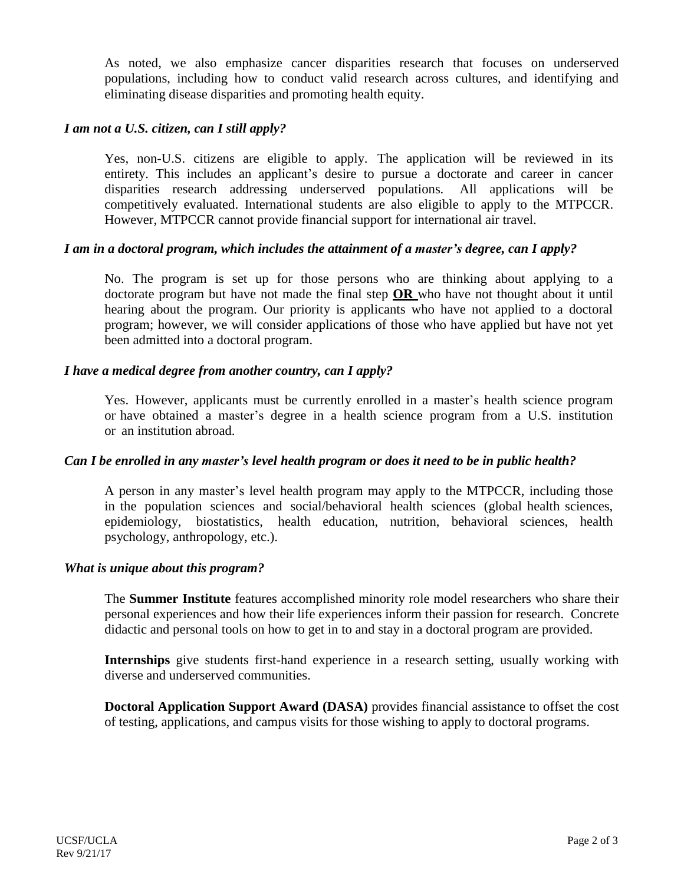As noted, we also emphasize cancer disparities research that focuses on underserved populations, including how to conduct valid research across cultures, and identifying and eliminating disease disparities and promoting health equity.

***I am not a U.S. citizen, can I still apply?***

Yes, non-U.S. citizens are eligible to apply. The application will be reviewed in its entirety. This includes an applicant's desire to pursue a doctorate and career in cancer disparities research addressing underserved populations. All applications will be competitively evaluated. International students are also eligible to apply to the MTPCCR. However, MTPCCR cannot provide financial support for international air travel.

***I am in a doctoral program, which includes the attainment of a master's degree, can I apply?***

No. The program is set up for those persons who are thinking about applying to a doctorate program but have not made the final step **OR** who have not thought about it until hearing about the program. Our priority is applicants who have not applied to a doctoral program; however, we will consider applications of those who have applied but have not yet been admitted into a doctoral program.

***I have a medical degree from another country, can I apply?***

Yes. However, applicants must be currently enrolled in a master's health science program or have obtained a master's degree in a health science program from a U.S. institution or an institution abroad.

***Can I be enrolled in any master's level health program or does it need to be in public health?***

A person in any master's level health program may apply to the MTPCCR, including those in the population sciences and social/behavioral health sciences (global health sciences, epidemiology, biostatistics, health education, nutrition, behavioral sciences, health psychology, anthropology, etc.).

***What is unique about this program?***

The **Summer Institute** features accomplished minority role model researchers who share their personal experiences and how their life experiences inform their passion for research. Concrete didactic and personal tools on how to get in to and stay in a doctoral program are provided.

**Internships** give students first-hand experience in a research setting, usually working with diverse and underserved communities.

**Doctoral Application Support Award (DASA)** provides financial assistance to offset the cost of testing, applications, and campus visits for those wishing to apply to doctoral programs.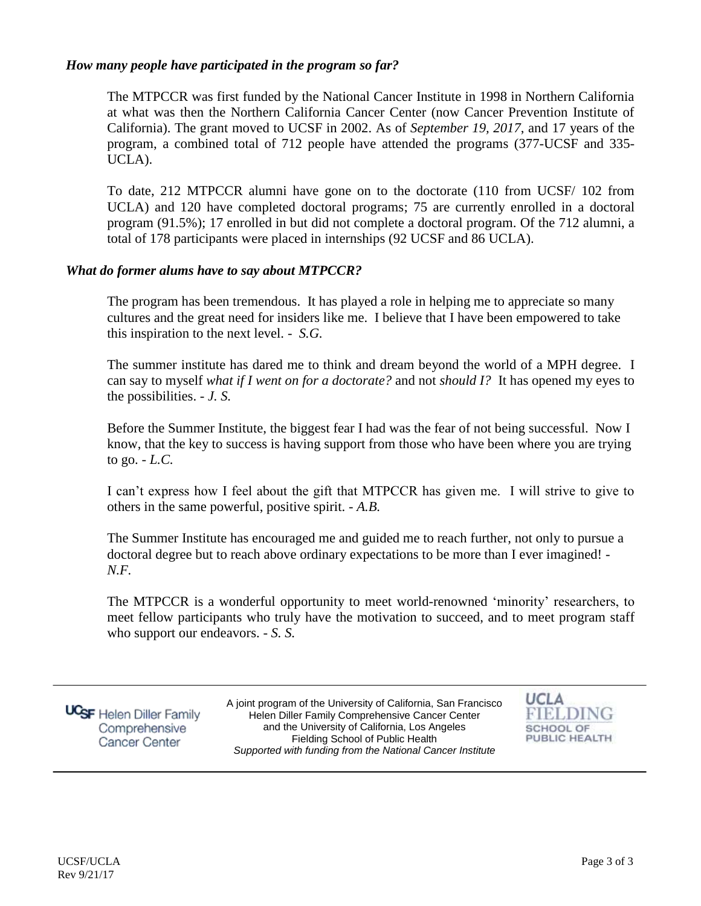### *How many people have participated in the program so far?*

The MTPCCR was first funded by the National Cancer Institute in 1998 in Northern California at what was then the Northern California Cancer Center (now Cancer Prevention Institute of California). The grant moved to UCSF in 2002. As of *September 19, 2017*, and 17 years of the program, a combined total of 712 people have attended the programs (377-UCSF and 335-UCLA).

To date, 212 MTPCCR alumni have gone on to the doctorate (110 from UCSF/ 102 from UCLA) and 120 have completed doctoral programs; 75 are currently enrolled in a doctoral program (91.5%); 17 enrolled in but did not complete a doctoral program. Of the 712 alumni, a total of 178 participants were placed in internships (92 UCSF and 86 UCLA).

### *What do former alums have to say about MTPCCR?*

The program has been tremendous. It has played a role in helping me to appreciate so many cultures and the great need for insiders like me. I believe that I have been empowered to take this inspiration to the next level. - *S.G.*

The summer institute has dared me to think and dream beyond the world of a MPH degree. I can say to myself *what if I went on for a doctorate?* and not *should I?* It has opened my eyes to the possibilities. - *J. S.*

Before the Summer Institute, the biggest fear I had was the fear of not being successful. Now I know, that the key to success is having support from those who have been where you are trying to go. - *L.C.*

I can't express how I feel about the gift that MTPCCR has given me. I will strive to give to others in the same powerful, positive spirit. - *A.B.*

The Summer Institute has encouraged me and guided me to reach further, not only to pursue a doctoral degree but to reach above ordinary expectations to be more than I ever imagined! - *N.F.*

The MTPCCR is a wonderful opportunity to meet world-renowned 'minority' researchers, to meet fellow participants who truly have the motivation to succeed, and to meet program staff who support our endeavors. - *S. S.*

---

UCSF Helen Diller Family Comprehensive Cancer Center

A joint program of the University of California, San Francisco Helen Diller Family Comprehensive Cancer Center and the University of California, Los Angeles Fielding School of Public Health
*Supported with funding from the National Cancer Institute*

UCLA FIELDING SCHOOL OF PUBLIC HEALTH

UCSF/UCLA
Rev 9/21/17